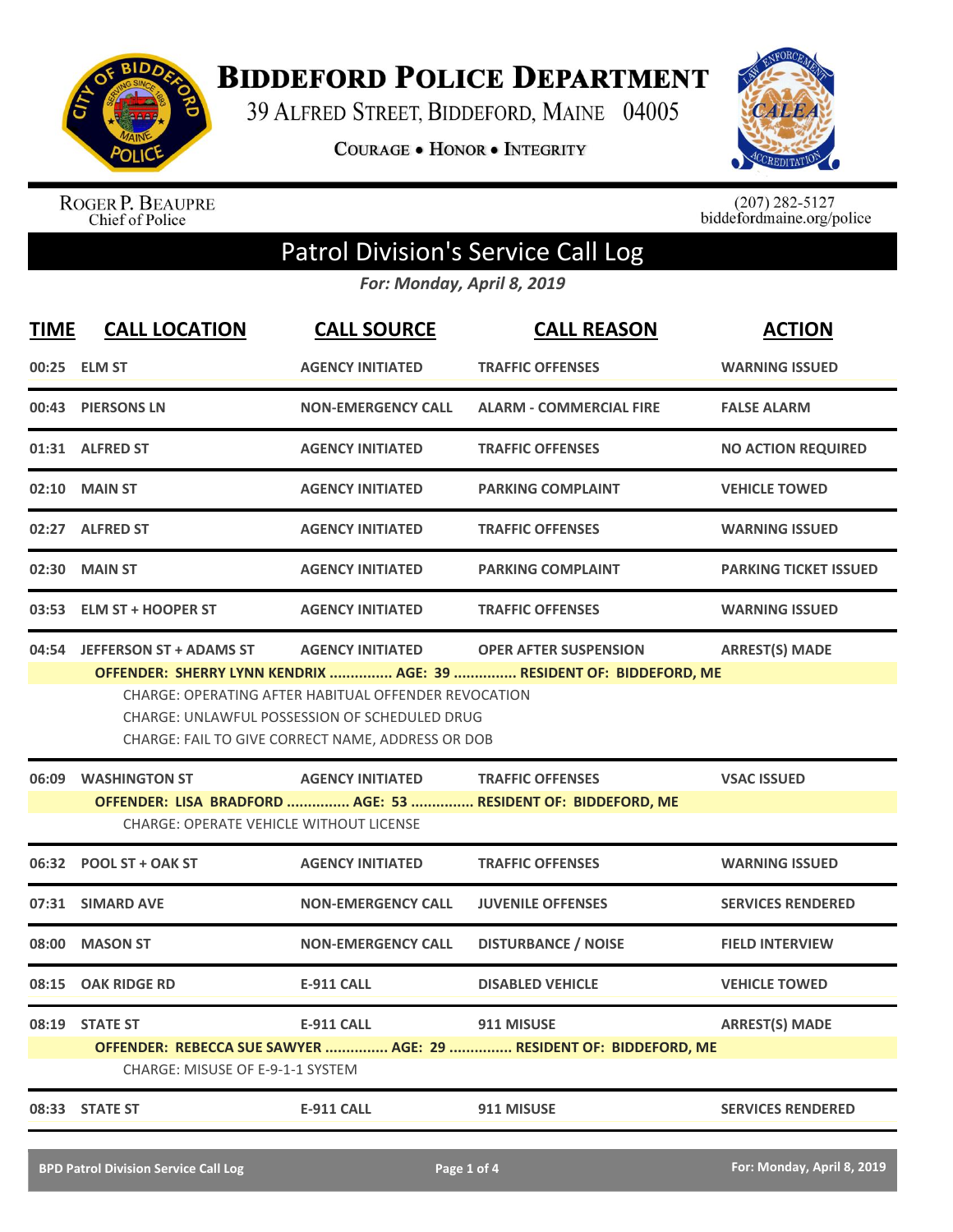# BIDDEFORD POLICE DEPARTMENT

39 ALFRED STREET, BIDDEFORD, MAINE 04005

COURAGE • HONOR • INTEGRITY

ROGER P. BEAUPRE
Chief of Police

(207) 282-5127
biddefordmaine.org/police

## Patrol Division's Service Call Log

*For: Monday, April 8, 2019*

| TIME | CALL LOCATION | CALL SOURCE | CALL REASON | ACTION |
|---|---|---|---|---|
| 00:25 | ELM ST | AGENCY INITIATED | TRAFFIC OFFENSES | WARNING ISSUED |
| 00:43 | PIERSONS LN | NON-EMERGENCY CALL | ALARM - COMMERCIAL FIRE | FALSE ALARM |
| 01:31 | ALFRED ST | AGENCY INITIATED | TRAFFIC OFFENSES | NO ACTION REQUIRED |
| 02:10 | MAIN ST | AGENCY INITIATED | PARKING COMPLAINT | VEHICLE TOWED |
| 02:27 | ALFRED ST | AGENCY INITIATED | TRAFFIC OFFENSES | WARNING ISSUED |
| 02:30 | MAIN ST | AGENCY INITIATED | PARKING COMPLAINT | PARKING TICKET ISSUED |
| 03:53 | ELM ST + HOOPER ST | AGENCY INITIATED | TRAFFIC OFFENSES | WARNING ISSUED |
| 04:54 | JEFFERSON ST + ADAMS ST | AGENCY INITIATED | OPER AFTER SUSPENSION | ARREST(S) MADE |

**OFFENDER: SHERRY LYNN KENDRIX ............... AGE: 39 ............... RESIDENT OF: BIDDEFORD, ME**

CHARGE: OPERATING AFTER HABITUAL OFFENDER REVOCATION
CHARGE: UNLAWFUL POSSESSION OF SCHEDULED DRUG
CHARGE: FAIL TO GIVE CORRECT NAME, ADDRESS OR DOB

| TIME | CALL LOCATION | CALL SOURCE | CALL REASON | ACTION |
|---|---|---|---|---|
| 06:09 | WASHINGTON ST | AGENCY INITIATED | TRAFFIC OFFENSES | VSAC ISSUED |

**OFFENDER: LISA BRADFORD ............... AGE: 53 ............... RESIDENT OF: BIDDEFORD, ME**

CHARGE: OPERATE VEHICLE WITHOUT LICENSE

| TIME | CALL LOCATION | CALL SOURCE | CALL REASON | ACTION |
|---|---|---|---|---|
| 06:32 | POOL ST + OAK ST | AGENCY INITIATED | TRAFFIC OFFENSES | WARNING ISSUED |
| 07:31 | SIMARD AVE | NON-EMERGENCY CALL | JUVENILE OFFENSES | SERVICES RENDERED |
| 08:00 | MASON ST | NON-EMERGENCY CALL | DISTURBANCE / NOISE | FIELD INTERVIEW |
| 08:15 | OAK RIDGE RD | E-911 CALL | DISABLED VEHICLE | VEHICLE TOWED |
| 08:19 | STATE ST | E-911 CALL | 911 MISUSE | ARREST(S) MADE |

**OFFENDER: REBECCA SUE SAWYER ............... AGE: 29 ............... RESIDENT OF: BIDDEFORD, ME**

CHARGE: MISUSE OF E-9-1-1 SYSTEM

| TIME | CALL LOCATION | CALL SOURCE | CALL REASON | ACTION |
|---|---|---|---|---|
| 08:33 | STATE ST | E-911 CALL | 911 MISUSE | SERVICES RENDERED |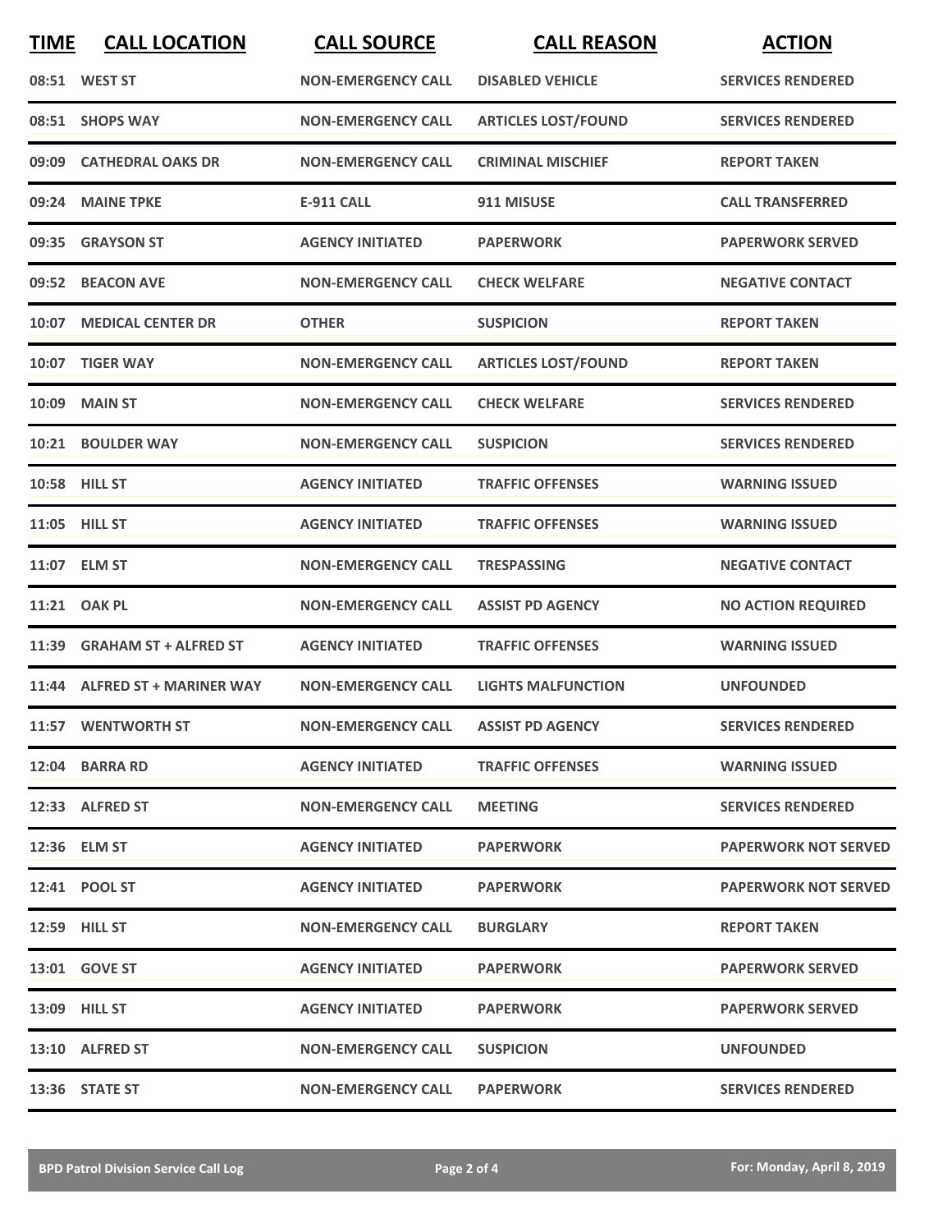| TIME | CALL LOCATION | CALL SOURCE | CALL REASON | ACTION |
|---|---|---|---|---|
| 08:51 | WEST ST | NON-EMERGENCY CALL | DISABLED VEHICLE | SERVICES RENDERED |
| 08:51 | SHOPS WAY | NON-EMERGENCY CALL | ARTICLES LOST/FOUND | SERVICES RENDERED |
| 09:09 | CATHEDRAL OAKS DR | NON-EMERGENCY CALL | CRIMINAL MISCHIEF | REPORT TAKEN |
| 09:24 | MAINE TPKE | E-911 CALL | 911 MISUSE | CALL TRANSFERRED |
| 09:35 | GRAYSON ST | AGENCY INITIATED | PAPERWORK | PAPERWORK SERVED |
| 09:52 | BEACON AVE | NON-EMERGENCY CALL | CHECK WELFARE | NEGATIVE CONTACT |
| 10:07 | MEDICAL CENTER DR | OTHER | SUSPICION | REPORT TAKEN |
| 10:07 | TIGER WAY | NON-EMERGENCY CALL | ARTICLES LOST/FOUND | REPORT TAKEN |
| 10:09 | MAIN ST | NON-EMERGENCY CALL | CHECK WELFARE | SERVICES RENDERED |
| 10:21 | BOULDER WAY | NON-EMERGENCY CALL | SUSPICION | SERVICES RENDERED |
| 10:58 | HILL ST | AGENCY INITIATED | TRAFFIC OFFENSES | WARNING ISSUED |
| 11:05 | HILL ST | AGENCY INITIATED | TRAFFIC OFFENSES | WARNING ISSUED |
| 11:07 | ELM ST | NON-EMERGENCY CALL | TRESPASSING | NEGATIVE CONTACT |
| 11:21 | OAK PL | NON-EMERGENCY CALL | ASSIST PD AGENCY | NO ACTION REQUIRED |
| 11:39 | GRAHAM ST + ALFRED ST | AGENCY INITIATED | TRAFFIC OFFENSES | WARNING ISSUED |
| 11:44 | ALFRED ST + MARINER WAY | NON-EMERGENCY CALL | LIGHTS MALFUNCTION | UNFOUNDED |
| 11:57 | WENTWORTH ST | NON-EMERGENCY CALL | ASSIST PD AGENCY | SERVICES RENDERED |
| 12:04 | BARRA RD | AGENCY INITIATED | TRAFFIC OFFENSES | WARNING ISSUED |
| 12:33 | ALFRED ST | NON-EMERGENCY CALL | MEETING | SERVICES RENDERED |
| 12:36 | ELM ST | AGENCY INITIATED | PAPERWORK | PAPERWORK NOT SERVED |
| 12:41 | POOL ST | AGENCY INITIATED | PAPERWORK | PAPERWORK NOT SERVED |
| 12:59 | HILL ST | NON-EMERGENCY CALL | BURGLARY | REPORT TAKEN |
| 13:01 | GOVE ST | AGENCY INITIATED | PAPERWORK | PAPERWORK SERVED |
| 13:09 | HILL ST | AGENCY INITIATED | PAPERWORK | PAPERWORK SERVED |
| 13:10 | ALFRED ST | NON-EMERGENCY CALL | SUSPICION | UNFOUNDED |
| 13:36 | STATE ST | NON-EMERGENCY CALL | PAPERWORK | SERVICES RENDERED |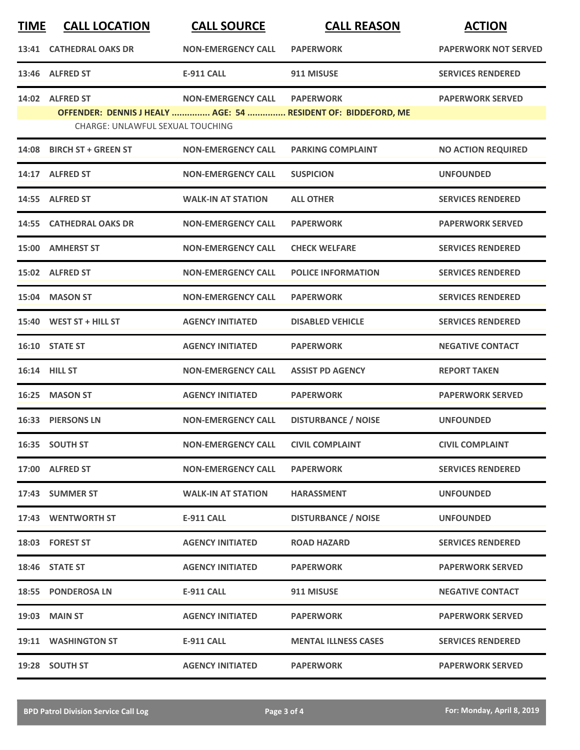| TIME | CALL LOCATION | CALL SOURCE | CALL REASON | ACTION |
|---|---|---|---|---|
| 13:41 | CATHEDRAL OAKS DR | NON-EMERGENCY CALL | PAPERWORK | PAPERWORK NOT SERVED |
| 13:46 | ALFRED ST | E-911 CALL | 911 MISUSE | SERVICES RENDERED |
| 14:02 | ALFRED ST | NON-EMERGENCY CALL | PAPERWORK | PAPERWORK SERVED |
| | OFFENDER: DENNIS J HEALY ............... AGE: 54 ............... RESIDENT OF: BIDDEFORD, ME | | | |
| | CHARGE: UNLAWFUL SEXUAL TOUCHING | | | |
| 14:08 | BIRCH ST + GREEN ST | NON-EMERGENCY CALL | PARKING COMPLAINT | NO ACTION REQUIRED |
| 14:17 | ALFRED ST | NON-EMERGENCY CALL | SUSPICION | UNFOUNDED |
| 14:55 | ALFRED ST | WALK-IN AT STATION | ALL OTHER | SERVICES RENDERED |
| 14:55 | CATHEDRAL OAKS DR | NON-EMERGENCY CALL | PAPERWORK | PAPERWORK SERVED |
| 15:00 | AMHERST ST | NON-EMERGENCY CALL | CHECK WELFARE | SERVICES RENDERED |
| 15:02 | ALFRED ST | NON-EMERGENCY CALL | POLICE INFORMATION | SERVICES RENDERED |
| 15:04 | MASON ST | NON-EMERGENCY CALL | PAPERWORK | SERVICES RENDERED |
| 15:40 | WEST ST + HILL ST | AGENCY INITIATED | DISABLED VEHICLE | SERVICES RENDERED |
| 16:10 | STATE ST | AGENCY INITIATED | PAPERWORK | NEGATIVE CONTACT |
| 16:14 | HILL ST | NON-EMERGENCY CALL | ASSIST PD AGENCY | REPORT TAKEN |
| 16:25 | MASON ST | AGENCY INITIATED | PAPERWORK | PAPERWORK SERVED |
| 16:33 | PIERSONS LN | NON-EMERGENCY CALL | DISTURBANCE / NOISE | UNFOUNDED |
| 16:35 | SOUTH ST | NON-EMERGENCY CALL | CIVIL COMPLAINT | CIVIL COMPLAINT |
| 17:00 | ALFRED ST | NON-EMERGENCY CALL | PAPERWORK | SERVICES RENDERED |
| 17:43 | SUMMER ST | WALK-IN AT STATION | HARASSMENT | UNFOUNDED |
| 17:43 | WENTWORTH ST | E-911 CALL | DISTURBANCE / NOISE | UNFOUNDED |
| 18:03 | FOREST ST | AGENCY INITIATED | ROAD HAZARD | SERVICES RENDERED |
| 18:46 | STATE ST | AGENCY INITIATED | PAPERWORK | PAPERWORK SERVED |
| 18:55 | PONDEROSA LN | E-911 CALL | 911 MISUSE | NEGATIVE CONTACT |
| 19:03 | MAIN ST | AGENCY INITIATED | PAPERWORK | PAPERWORK SERVED |
| 19:11 | WASHINGTON ST | E-911 CALL | MENTAL ILLNESS CASES | SERVICES RENDERED |
| 19:28 | SOUTH ST | AGENCY INITIATED | PAPERWORK | PAPERWORK SERVED |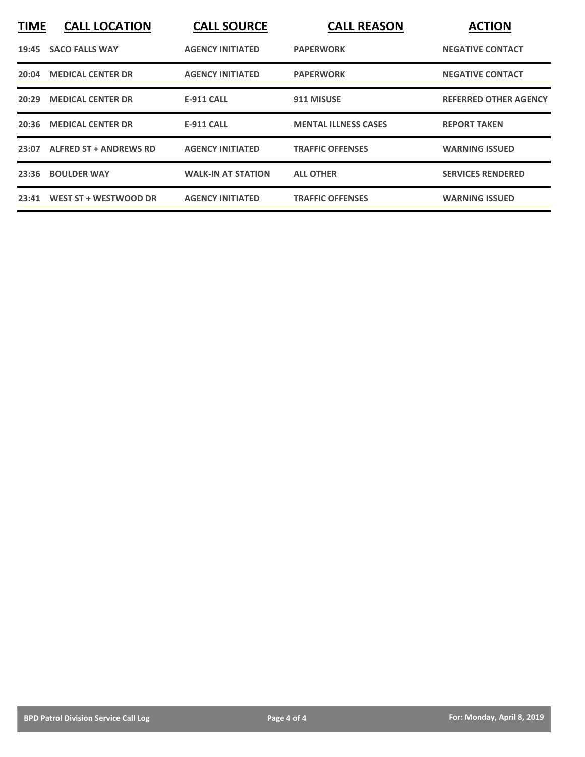| TIME | CALL LOCATION | CALL SOURCE | CALL REASON | ACTION |
|---|---|---|---|---|
| 19:45 | SACO FALLS WAY | AGENCY INITIATED | PAPERWORK | NEGATIVE CONTACT |
| 20:04 | MEDICAL CENTER DR | AGENCY INITIATED | PAPERWORK | NEGATIVE CONTACT |
| 20:29 | MEDICAL CENTER DR | E-911 CALL | 911 MISUSE | REFERRED OTHER AGENCY |
| 20:36 | MEDICAL CENTER DR | E-911 CALL | MENTAL ILLNESS CASES | REPORT TAKEN |
| 23:07 | ALFRED ST + ANDREWS RD | AGENCY INITIATED | TRAFFIC OFFENSES | WARNING ISSUED |
| 23:36 | BOULDER WAY | WALK-IN AT STATION | ALL OTHER | SERVICES RENDERED |
| 23:41 | WEST ST + WESTWOOD DR | AGENCY INITIATED | TRAFFIC OFFENSES | WARNING ISSUED |